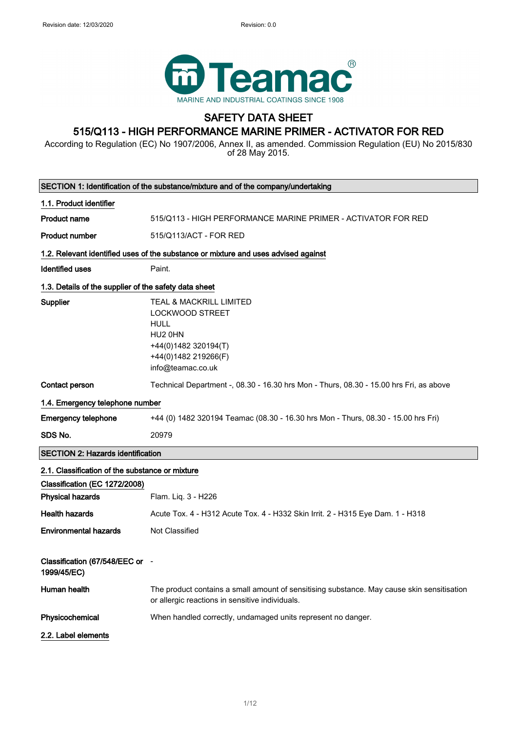Revision date: 12/03/2020 Revision: 0.0

Teamac®
MARINE AND INDUSTRIAL COATINGS SINCE 1908

# SAFETY DATA SHEET

## 515/Q113 - HIGH PERFORMANCE MARINE PRIMER - ACTIVATOR FOR RED

According to Regulation (EC) No 1907/2006, Annex II, as amended. Commission Regulation (EU) No 2015/830 of 28 May 2015.

### SECTION 1: Identification of the substance/mixture and of the company/undertaking

**1.1. Product identifier**

**Product name** 515/Q113 - HIGH PERFORMANCE MARINE PRIMER - ACTIVATOR FOR RED

**Product number** 515/Q113/ACT - FOR RED

**1.2. Relevant identified uses of the substance or mixture and uses advised against**

**Identified uses** Paint.

**1.3. Details of the supplier of the safety data sheet**

**Supplier**
TEAL & MACKRILL LIMITED
LOCKWOOD STREET
HULL
HU2 0HN
+44(0)1482 320194(T)
+44(0)1482 219266(F)
info@teamac.co.uk

**Contact person** Technical Department -, 08.30 - 16.30 hrs Mon - Thurs, 08.30 - 15.00 hrs Fri, as above

**1.4. Emergency telephone number**

**Emergency telephone** +44 (0) 1482 320194 Teamac (08.30 - 16.30 hrs Mon - Thurs, 08.30 - 15.00 hrs Fri)

**SDS No.** 20979

### SECTION 2: Hazards identification

**2.1. Classification of the substance or mixture**

**Classification (EC 1272/2008)**

**Physical hazards** Flam. Liq. 3 - H226

**Health hazards** Acute Tox. 4 - H312 Acute Tox. 4 - H332 Skin Irrit. 2 - H315 Eye Dam. 1 - H318

**Environmental hazards** Not Classified

**Classification (67/548/EEC or 1999/45/EC)** -

**Human health** The product contains a small amount of sensitising substance. May cause skin sensitisation or allergic reactions in sensitive individuals.

**Physicochemical** When handled correctly, undamaged units represent no danger.

**2.2. Label elements**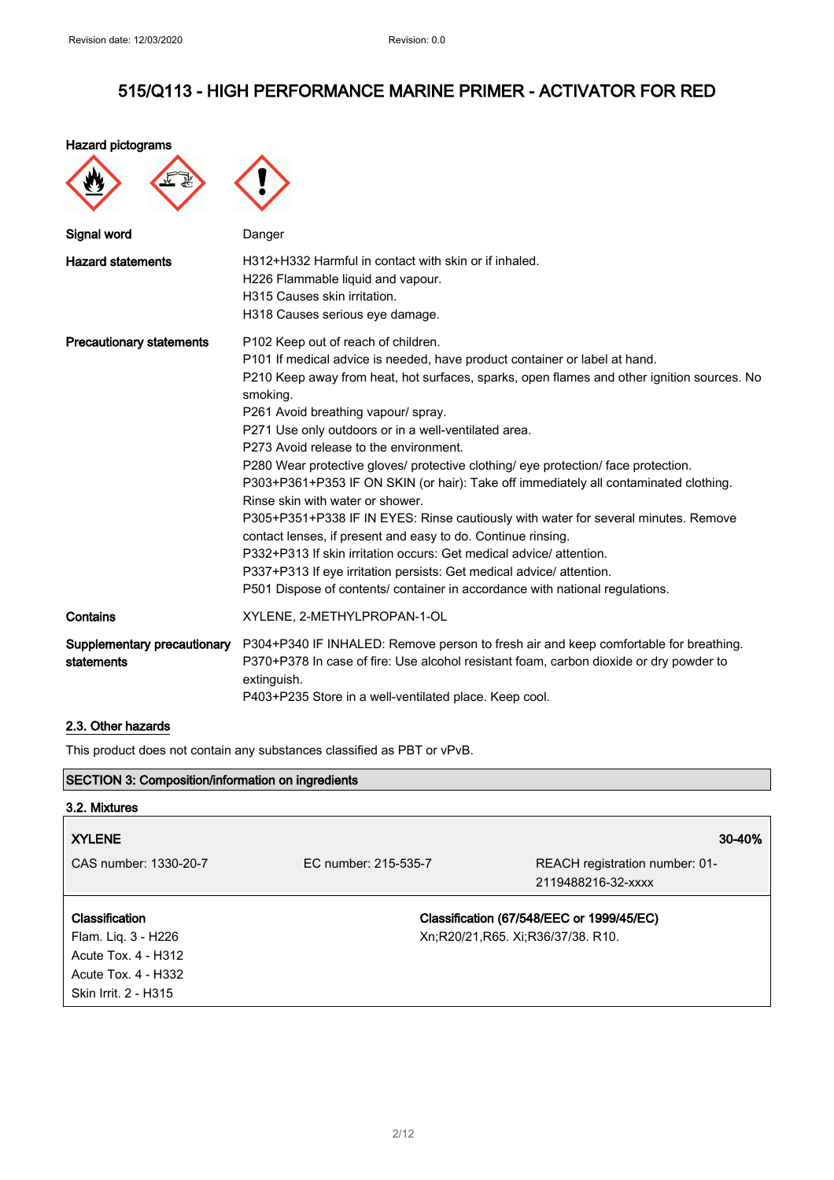**Hazard pictograms**

| | |
|---|---|
| **Signal word** | Danger |
| **Hazard statements** | H312+H332 Harmful in contact with skin or if inhaled.<br>H226 Flammable liquid and vapour.<br>H315 Causes skin irritation.<br>H318 Causes serious eye damage. |
| **Precautionary statements** | P102 Keep out of reach of children.<br>P101 If medical advice is needed, have product container or label at hand.<br>P210 Keep away from heat, hot surfaces, sparks, open flames and other ignition sources. No smoking.<br>P261 Avoid breathing vapour/ spray.<br>P271 Use only outdoors or in a well-ventilated area.<br>P273 Avoid release to the environment.<br>P280 Wear protective gloves/ protective clothing/ eye protection/ face protection.<br>P303+P361+P353 IF ON SKIN (or hair): Take off immediately all contaminated clothing. Rinse skin with water or shower.<br>P305+P351+P338 IF IN EYES: Rinse cautiously with water for several minutes. Remove contact lenses, if present and easy to do. Continue rinsing.<br>P332+P313 If skin irritation occurs: Get medical advice/ attention.<br>P337+P313 If eye irritation persists: Get medical advice/ attention.<br>P501 Dispose of contents/ container in accordance with national regulations. |
| **Contains** | XYLENE, 2-METHYLPROPAN-1-OL |
| **Supplementary precautionary statements** | P304+P340 IF INHALED: Remove person to fresh air and keep comfortable for breathing.<br>P370+P378 In case of fire: Use alcohol resistant foam, carbon dioxide or dry powder to extinguish.<br>P403+P235 Store in a well-ventilated place. Keep cool. |

## 2.3. Other hazards

This product does not contain any substances classified as PBT or vPvB.

## SECTION 3: Composition/information on ingredients

### 3.2. Mixtures

| **XYLENE** | | **30-40%** |
|---|---|---|
| CAS number: 1330-20-7 | EC number: 215-535-7 | REACH registration number: 01-2119488216-32-xxxx |

| **Classification** | **Classification (67/548/EEC or 1999/45/EC)** |
|---|---|
| Flam. Liq. 3 - H226<br>Acute Tox. 4 - H312<br>Acute Tox. 4 - H332<br>Skin Irrit. 2 - H315 | Xn;R20/21,R65. Xi;R36/37/38. R10. |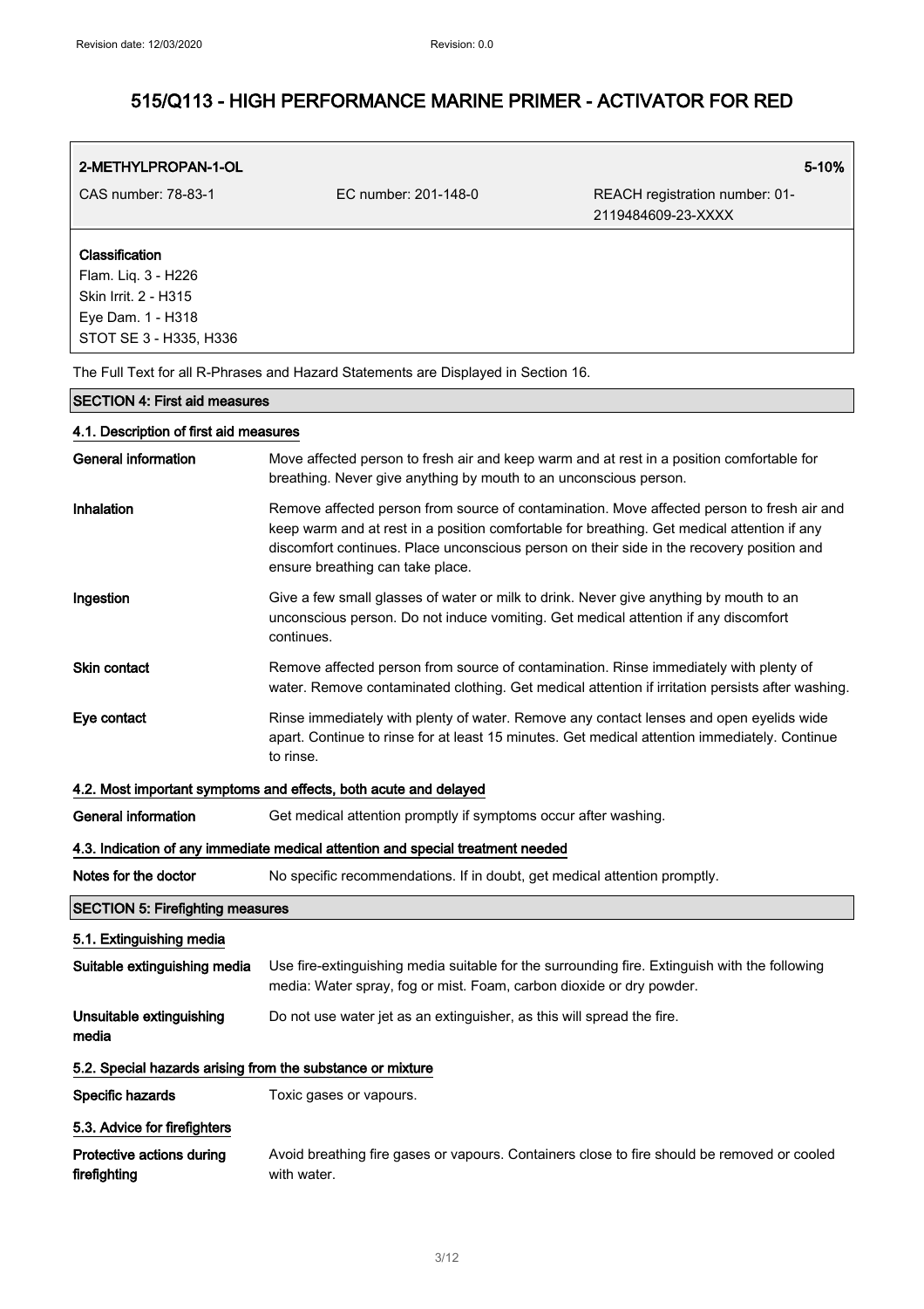**2-METHYLPROPAN-1-OL** **5-10%**

CAS number: 78-83-1 EC number: 201-148-0 REACH registration number: 01-2119484609-23-XXXX

**Classification**
Flam. Liq. 3 - H226
Skin Irrit. 2 - H315
Eye Dam. 1 - H318
STOT SE 3 - H335, H336

The Full Text for all R-Phrases and Hazard Statements are Displayed in Section 16.

## SECTION 4: First aid measures

### 4.1. Description of first aid measures

| | |
|---|---|
| **General information** | Move affected person to fresh air and keep warm and at rest in a position comfortable for breathing. Never give anything by mouth to an unconscious person. |
| **Inhalation** | Remove affected person from source of contamination. Move affected person to fresh air and keep warm and at rest in a position comfortable for breathing. Get medical attention if any discomfort continues. Place unconscious person on their side in the recovery position and ensure breathing can take place. |
| **Ingestion** | Give a few small glasses of water or milk to drink. Never give anything by mouth to an unconscious person. Do not induce vomiting. Get medical attention if any discomfort continues. |
| **Skin contact** | Remove affected person from source of contamination. Rinse immediately with plenty of water. Remove contaminated clothing. Get medical attention if irritation persists after washing. |
| **Eye contact** | Rinse immediately with plenty of water. Remove any contact lenses and open eyelids wide apart. Continue to rinse for at least 15 minutes. Get medical attention immediately. Continue to rinse. |

### 4.2. Most important symptoms and effects, both acute and delayed

| | |
|---|---|
| **General information** | Get medical attention promptly if symptoms occur after washing. |

### 4.3. Indication of any immediate medical attention and special treatment needed

| | |
|---|---|
| **Notes for the doctor** | No specific recommendations. If in doubt, get medical attention promptly. |

## SECTION 5: Firefighting measures

### 5.1. Extinguishing media

| | |
|---|---|
| **Suitable extinguishing media** | Use fire-extinguishing media suitable for the surrounding fire. Extinguish with the following media: Water spray, fog or mist. Foam, carbon dioxide or dry powder. |
| **Unsuitable extinguishing media** | Do not use water jet as an extinguisher, as this will spread the fire. |

### 5.2. Special hazards arising from the substance or mixture

| | |
|---|---|
| **Specific hazards** | Toxic gases or vapours. |

### 5.3. Advice for firefighters

| | |
|---|---|
| **Protective actions during firefighting** | Avoid breathing fire gases or vapours. Containers close to fire should be removed or cooled with water. |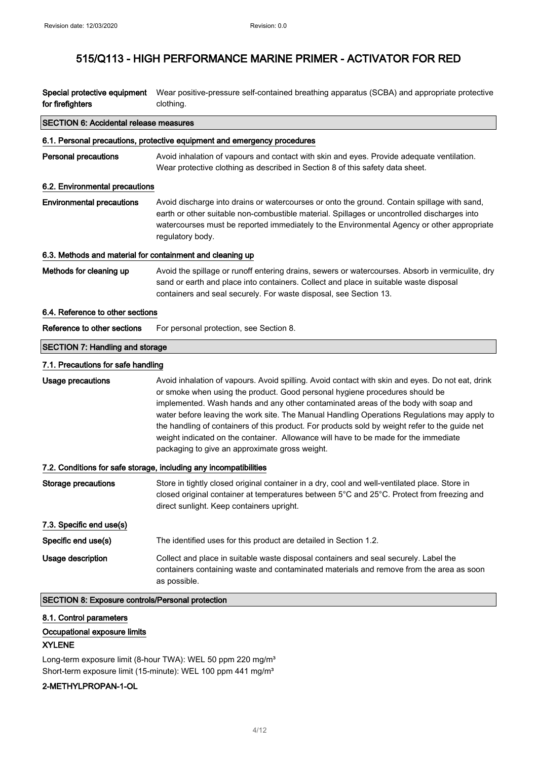# 515/Q113 - HIGH PERFORMANCE MARINE PRIMER - ACTIVATOR FOR RED

| | |
|---|---|
| **Special protective equipment for firefighters** | Wear positive-pressure self-contained breathing apparatus (SCBA) and appropriate protective clothing. |

## SECTION 6: Accidental release measures

### 6.1. Personal precautions, protective equipment and emergency procedures

| | |
|---|---|
| **Personal precautions** | Avoid inhalation of vapours and contact with skin and eyes. Provide adequate ventilation. Wear protective clothing as described in Section 8 of this safety data sheet. |

### 6.2. Environmental precautions

| | |
|---|---|
| **Environmental precautions** | Avoid discharge into drains or watercourses or onto the ground. Contain spillage with sand, earth or other suitable non-combustible material. Spillages or uncontrolled discharges into watercourses must be reported immediately to the Environmental Agency or other appropriate regulatory body. |

### 6.3. Methods and material for containment and cleaning up

| | |
|---|---|
| **Methods for cleaning up** | Avoid the spillage or runoff entering drains, sewers or watercourses. Absorb in vermiculite, dry sand or earth and place into containers. Collect and place in suitable waste disposal containers and seal securely. For waste disposal, see Section 13. |

### 6.4. Reference to other sections

| | |
|---|---|
| **Reference to other sections** | For personal protection, see Section 8. |

## SECTION 7: Handling and storage

### 7.1. Precautions for safe handling

| | |
|---|---|
| **Usage precautions** | Avoid inhalation of vapours. Avoid spilling. Avoid contact with skin and eyes. Do not eat, drink or smoke when using the product. Good personal hygiene procedures should be implemented. Wash hands and any other contaminated areas of the body with soap and water before leaving the work site. The Manual Handling Operations Regulations may apply to the handling of containers of this product. For products sold by weight refer to the guide net weight indicated on the container. Allowance will have to be made for the immediate packaging to give an approximate gross weight. |

### 7.2. Conditions for safe storage, including any incompatibilities

| | |
|---|---|
| **Storage precautions** | Store in tightly closed original container in a dry, cool and well-ventilated place. Store in closed original container at temperatures between 5°C and 25°C. Protect from freezing and direct sunlight. Keep containers upright. |

### 7.3. Specific end use(s)

| | |
|---|---|
| **Specific end use(s)** | The identified uses for this product are detailed in Section 1.2. |
| **Usage description** | Collect and place in suitable waste disposal containers and seal securely. Label the containers containing waste and contaminated materials and remove from the area as soon as possible. |

## SECTION 8: Exposure controls/Personal protection

### 8.1. Control parameters

#### Occupational exposure limits

**XYLENE**

Long-term exposure limit (8-hour TWA): WEL 50 ppm 220 mg/m³
Short-term exposure limit (15-minute): WEL 100 ppm 441 mg/m³

**2-METHYLPROPAN-1-OL**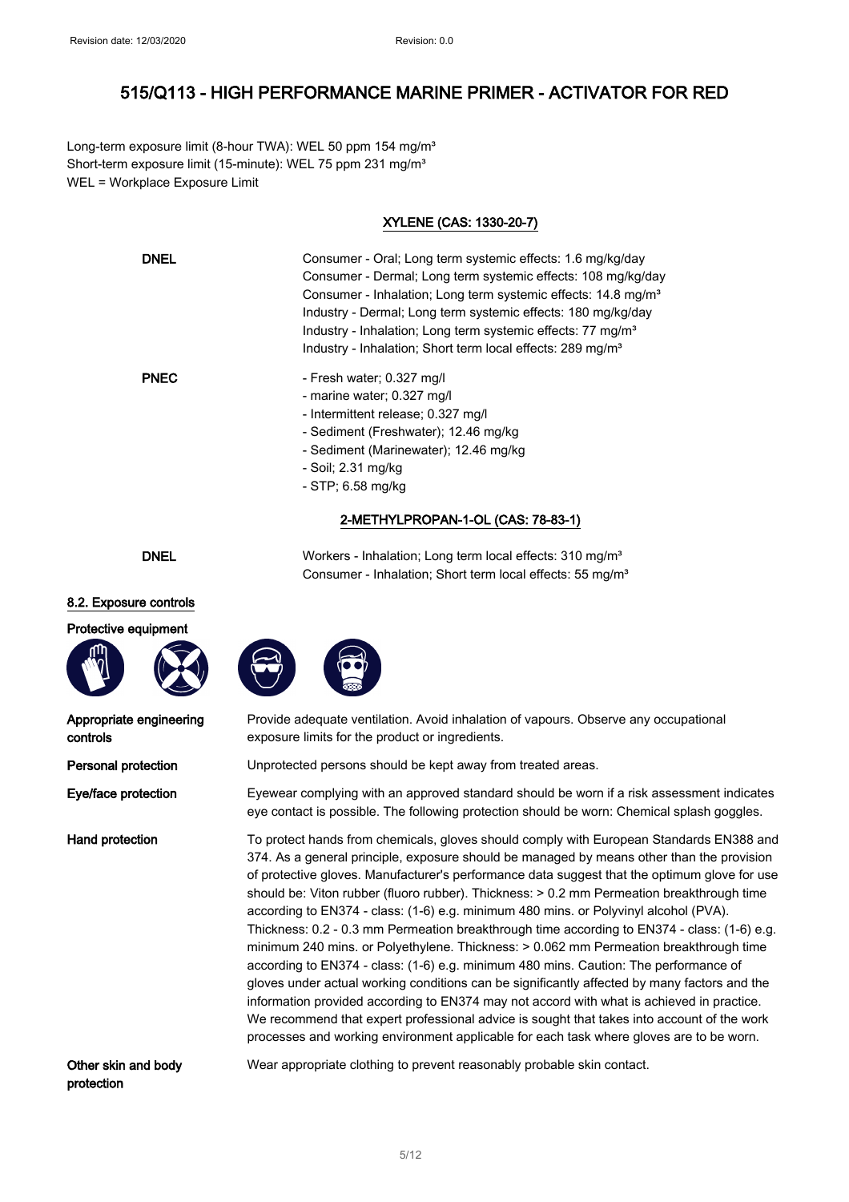Long-term exposure limit (8-hour TWA): WEL 50 ppm 154 mg/m³
Short-term exposure limit (15-minute): WEL 75 ppm 231 mg/m³
WEL = Workplace Exposure Limit

**XYLENE (CAS: 1330-20-7)**

**DNEL**
Consumer - Oral; Long term systemic effects: 1.6 mg/kg/day
Consumer - Dermal; Long term systemic effects: 108 mg/kg/day
Consumer - Inhalation; Long term systemic effects: 14.8 mg/m³
Industry - Dermal; Long term systemic effects: 180 mg/kg/day
Industry - Inhalation; Long term systemic effects: 77 mg/m³
Industry - Inhalation; Short term local effects: 289 mg/m³

**PNEC**
- Fresh water; 0.327 mg/l
- marine water; 0.327 mg/l
- Intermittent release; 0.327 mg/l
- Sediment (Freshwater); 12.46 mg/kg
- Sediment (Marinewater); 12.46 mg/kg
- Soil; 2.31 mg/kg
- STP; 6.58 mg/kg

**2-METHYLPROPAN-1-OL (CAS: 78-83-1)**

**DNEL**
Workers - Inhalation; Long term local effects: 310 mg/m³
Consumer - Inhalation; Short term local effects: 55 mg/m³

### 8.2. Exposure controls

**Protective equipment**

**Appropriate engineering controls**
Provide adequate ventilation. Avoid inhalation of vapours. Observe any occupational exposure limits for the product or ingredients.

**Personal protection**
Unprotected persons should be kept away from treated areas.

**Eye/face protection**
Eyewear complying with an approved standard should be worn if a risk assessment indicates eye contact is possible. The following protection should be worn: Chemical splash goggles.

**Hand protection**
To protect hands from chemicals, gloves should comply with European Standards EN388 and 374. As a general principle, exposure should be managed by means other than the provision of protective gloves. Manufacturer's performance data suggest that the optimum glove for use should be: Viton rubber (fluoro rubber). Thickness: > 0.2 mm Permeation breakthrough time according to EN374 - class: (1-6) e.g. minimum 480 mins. or Polyvinyl alcohol (PVA). Thickness: 0.2 - 0.3 mm Permeation breakthrough time according to EN374 - class: (1-6) e.g. minimum 240 mins. or Polyethylene. Thickness: > 0.062 mm Permeation breakthrough time according to EN374 - class: (1-6) e.g. minimum 480 mins. Caution: The performance of gloves under actual working conditions can be significantly affected by many factors and the information provided according to EN374 may not accord with what is achieved in practice. We recommend that expert professional advice is sought that takes into account of the work processes and working environment applicable for each task where gloves are to be worn.

**Other skin and body protection**
Wear appropriate clothing to prevent reasonably probable skin contact.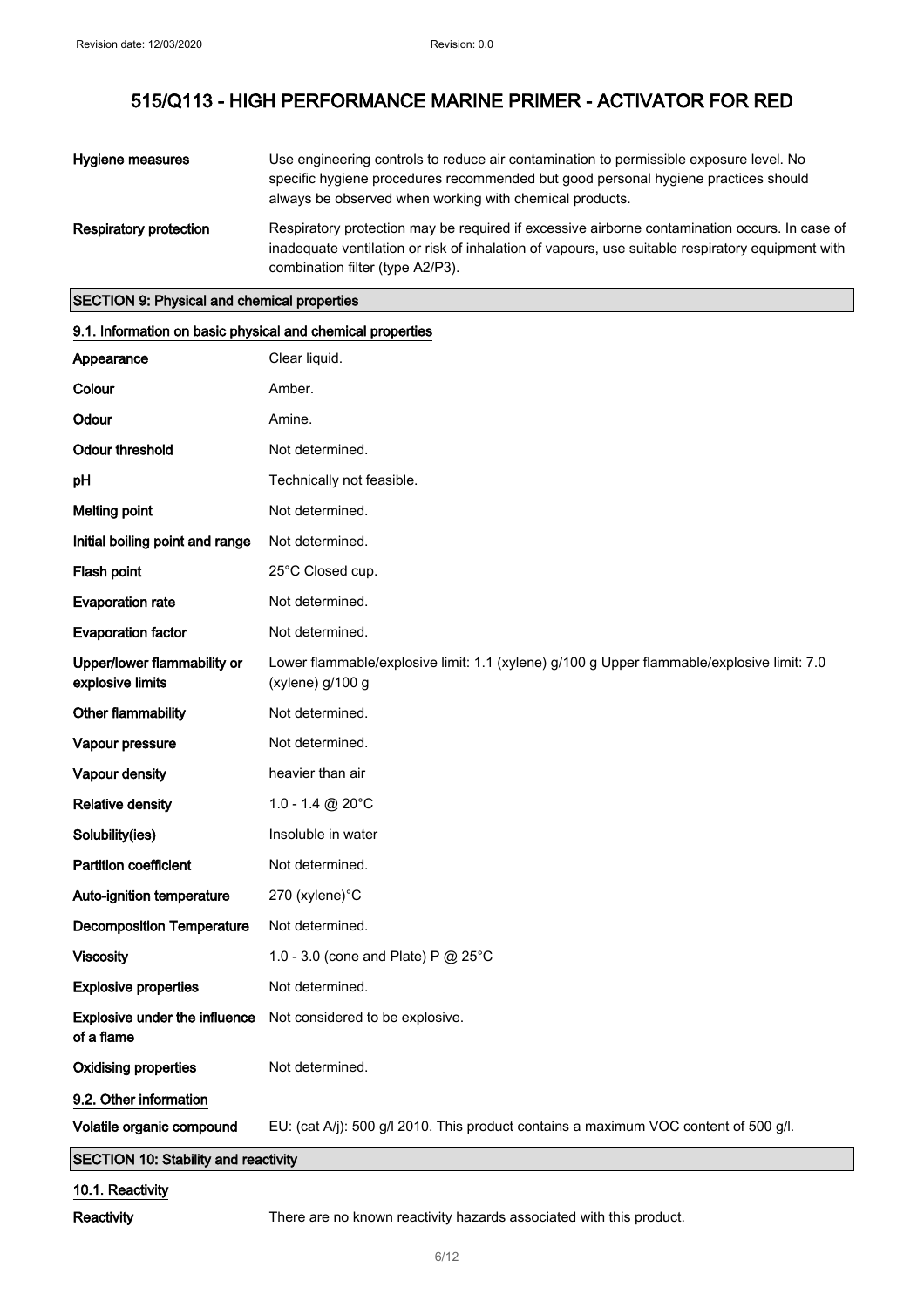| | |
|---|---|
| **Hygiene measures** | Use engineering controls to reduce air contamination to permissible exposure level. No specific hygiene procedures recommended but good personal hygiene practices should always be observed when working with chemical products. |
| **Respiratory protection** | Respiratory protection may be required if excessive airborne contamination occurs. In case of inadequate ventilation or risk of inhalation of vapours, use suitable respiratory equipment with combination filter (type A2/P3). |

## SECTION 9: Physical and chemical properties

### 9.1. Information on basic physical and chemical properties

| | |
|---|---|
| **Appearance** | Clear liquid. |
| **Colour** | Amber. |
| **Odour** | Amine. |
| **Odour threshold** | Not determined. |
| **pH** | Technically not feasible. |
| **Melting point** | Not determined. |
| **Initial boiling point and range** | Not determined. |
| **Flash point** | 25°C Closed cup. |
| **Evaporation rate** | Not determined. |
| **Evaporation factor** | Not determined. |
| **Upper/lower flammability or explosive limits** | Lower flammable/explosive limit: 1.1 (xylene) g/100 g Upper flammable/explosive limit: 7.0 (xylene) g/100 g |
| **Other flammability** | Not determined. |
| **Vapour pressure** | Not determined. |
| **Vapour density** | heavier than air |
| **Relative density** | 1.0 - 1.4 @ 20°C |
| **Solubility(ies)** | Insoluble in water |
| **Partition coefficient** | Not determined. |
| **Auto-ignition temperature** | 270 (xylene)°C |
| **Decomposition Temperature** | Not determined. |
| **Viscosity** | 1.0 - 3.0 (cone and Plate) P @ 25°C |
| **Explosive properties** | Not determined. |
| **Explosive under the influence of a flame** | Not considered to be explosive. |
| **Oxidising properties** | Not determined. |

### 9.2. Other information

| | |
|---|---|
| **Volatile organic compound** | EU: (cat A/j): 500 g/l 2010. This product contains a maximum VOC content of 500 g/l. |

## SECTION 10: Stability and reactivity

### 10.1. Reactivity

| | |
|---|---|
| **Reactivity** | There are no known reactivity hazards associated with this product. |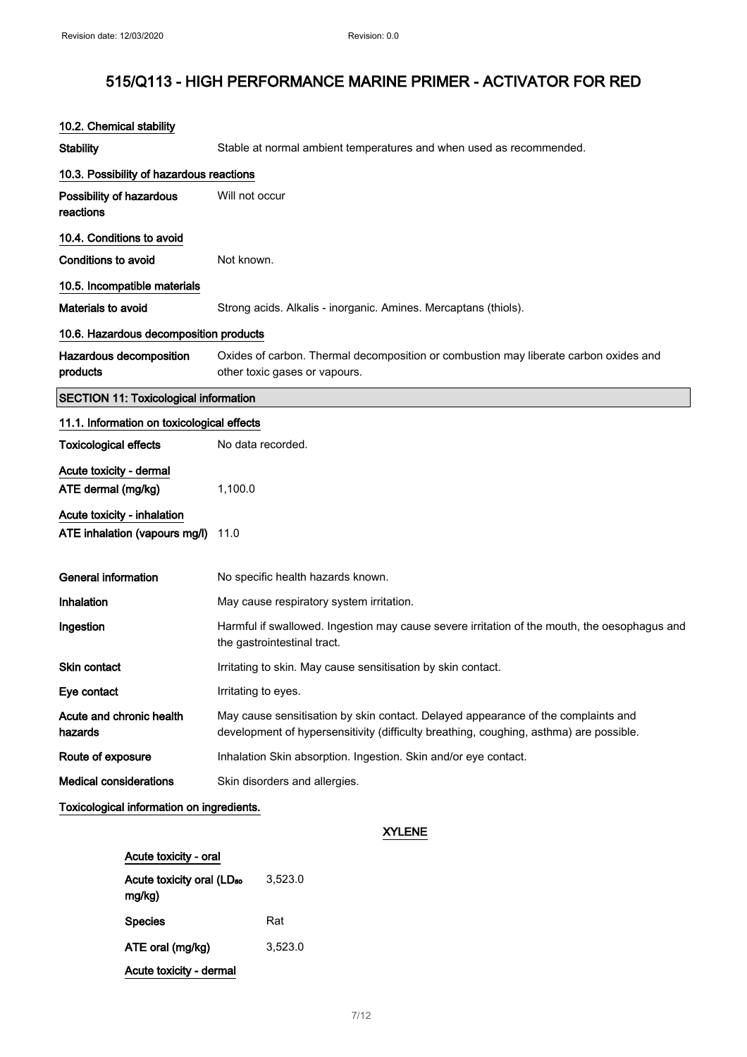## 10.2. Chemical stability

| | |
|---|---|
| **Stability** | Stable at normal ambient temperatures and when used as recommended. |

## 10.3. Possibility of hazardous reactions

| | |
|---|---|
| **Possibility of hazardous reactions** | Will not occur |

## 10.4. Conditions to avoid

| | |
|---|---|
| **Conditions to avoid** | Not known. |

## 10.5. Incompatible materials

| | |
|---|---|
| **Materials to avoid** | Strong acids. Alkalis - inorganic. Amines. Mercaptans (thiols). |

## 10.6. Hazardous decomposition products

| | |
|---|---|
| **Hazardous decomposition products** | Oxides of carbon. Thermal decomposition or combustion may liberate carbon oxides and other toxic gases or vapours. |

# SECTION 11: Toxicological information

## 11.1. Information on toxicological effects

| | |
|---|---|
| **Toxicological effects** | No data recorded. |

**Acute toxicity - dermal**

| | |
|---|---|
| **ATE dermal (mg/kg)** | 1,100.0 |

**Acute toxicity - inhalation**

| | |
|---|---|
| **ATE inhalation (vapours mg/l)** | 11.0 |

| | |
|---|---|
| **General information** | No specific health hazards known. |
| **Inhalation** | May cause respiratory system irritation. |
| **Ingestion** | Harmful if swallowed. Ingestion may cause severe irritation of the mouth, the oesophagus and the gastrointestinal tract. |
| **Skin contact** | Irritating to skin. May cause sensitisation by skin contact. |
| **Eye contact** | Irritating to eyes. |
| **Acute and chronic health hazards** | May cause sensitisation by skin contact. Delayed appearance of the complaints and development of hypersensitivity (difficulty breathing, coughing, asthma) are possible. |
| **Route of exposure** | Inhalation Skin absorption. Ingestion. Skin and/or eye contact. |
| **Medical considerations** | Skin disorders and allergies. |

**Toxicological information on ingredients.**

### XYLENE

**Acute toxicity - oral**

| | |
|---|---|
| **Acute toxicity oral ($LD_{50}$ mg/kg)** | 3,523.0 |
| **Species** | Rat |
| **ATE oral (mg/kg)** | 3,523.0 |

**Acute toxicity - dermal**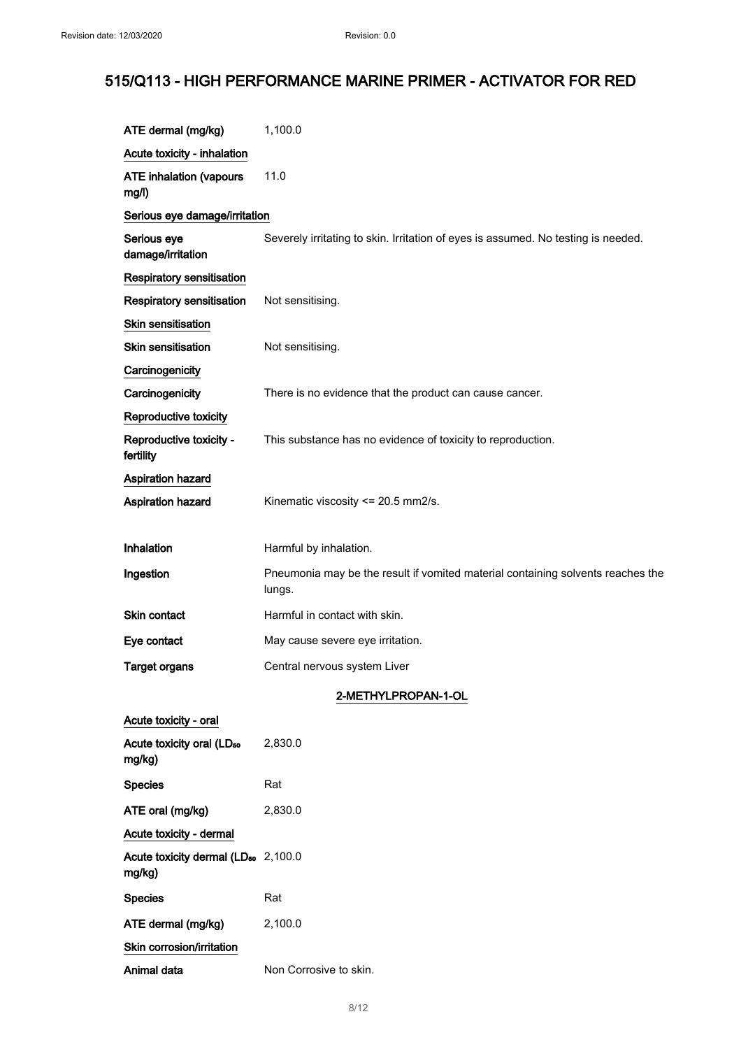# 515/Q113 - HIGH PERFORMANCE MARINE PRIMER - ACTIVATOR FOR RED

| | |
|---|---|
| ATE dermal (mg/kg) | 1,100.0 |

**Acute toxicity - inhalation**

| | |
|---|---|
| ATE inhalation (vapours mg/l) | 11.0 |

**Serious eye damage/irritation**

| | |
|---|---|
| Serious eye damage/irritation | Severely irritating to skin. Irritation of eyes is assumed. No testing is needed. |

**Respiratory sensitisation**

| | |
|---|---|
| Respiratory sensitisation | Not sensitising. |

**Skin sensitisation**

| | |
|---|---|
| Skin sensitisation | Not sensitising. |

**Carcinogenicity**

| | |
|---|---|
| Carcinogenicity | There is no evidence that the product can cause cancer. |

**Reproductive toxicity**

| | |
|---|---|
| Reproductive toxicity - fertility | This substance has no evidence of toxicity to reproduction. |

**Aspiration hazard**

| | |
|---|---|
| Aspiration hazard | Kinematic viscosity <= 20.5 mm2/s. |

| | |
|---|---|
| Inhalation | Harmful by inhalation. |
| Ingestion | Pneumonia may be the result if vomited material containing solvents reaches the lungs. |
| Skin contact | Harmful in contact with skin. |
| Eye contact | May cause severe eye irritation. |
| Target organs | Central nervous system Liver |

## 2-METHYLPROPAN-1-OL

**Acute toxicity - oral**

| | |
|---|---|
| Acute toxicity oral ($LD_{50}$ mg/kg) | 2,830.0 |
| Species | Rat |
| ATE oral (mg/kg) | 2,830.0 |

**Acute toxicity - dermal**

| | |
|---|---|
| Acute toxicity dermal ($LD_{50}$ mg/kg) | 2,100.0 |
| Species | Rat |
| ATE dermal (mg/kg) | 2,100.0 |

**Skin corrosion/irritation**

| | |
|---|---|
| Animal data | Non Corrosive to skin. |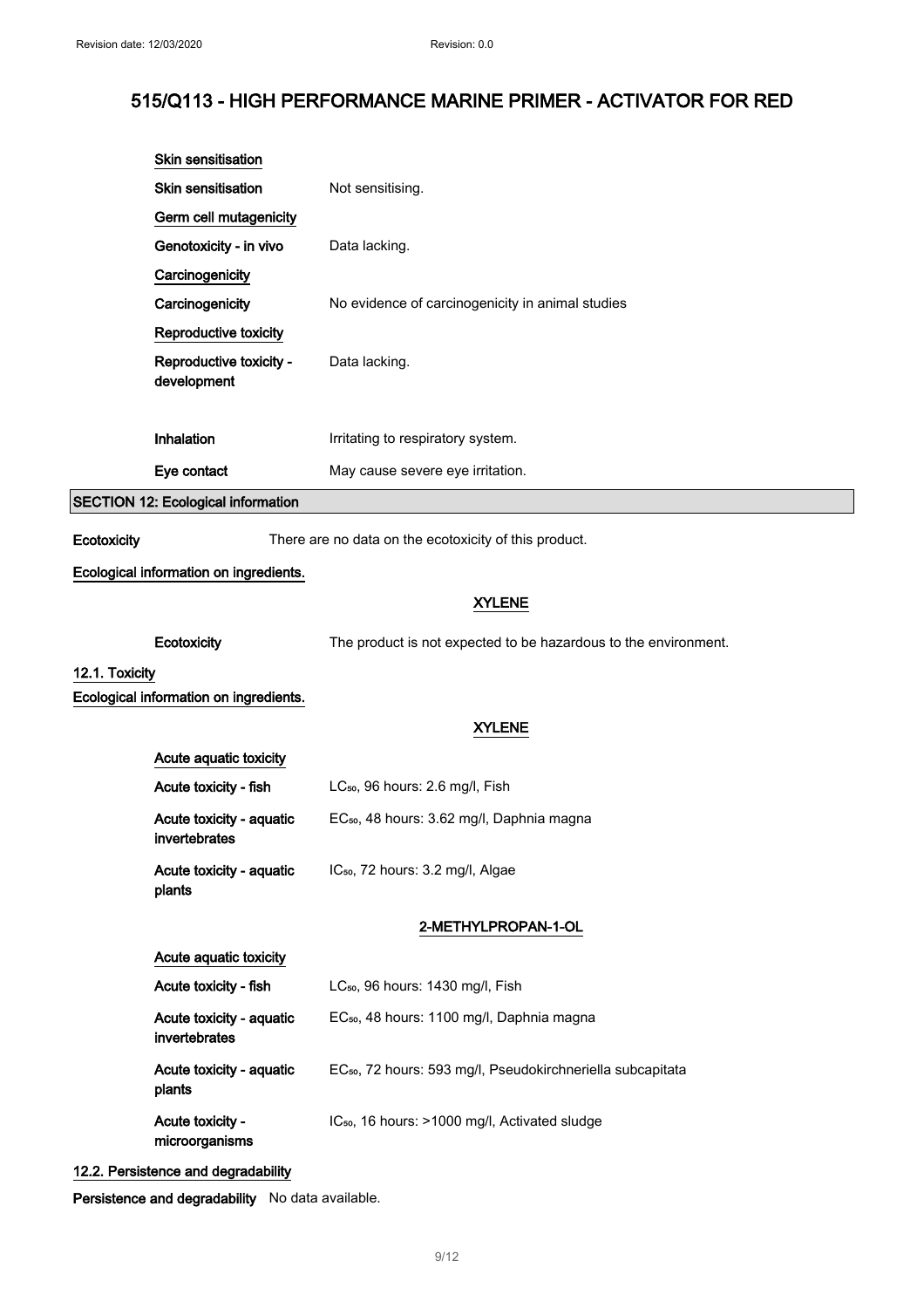# 515/Q113 - HIGH PERFORMANCE MARINE PRIMER - ACTIVATOR FOR RED

**Skin sensitisation**

| | |
|---|---|
| **Skin sensitisation** | Not sensitising. |

**Germ cell mutagenicity**

| | |
|---|---|
| **Genotoxicity - in vivo** | Data lacking. |

**Carcinogenicity**

| | |
|---|---|
| **Carcinogenicity** | No evidence of carcinogenicity in animal studies |

**Reproductive toxicity**

| | |
|---|---|
| **Reproductive toxicity - development** | Data lacking. |
| **Inhalation** | Irritating to respiratory system. |
| **Eye contact** | May cause severe eye irritation. |

## SECTION 12: Ecological information

**Ecotoxicity** There are no data on the ecotoxicity of this product.

**Ecological information on ingredients.**

### XYLENE

| | |
|---|---|
| **Ecotoxicity** | The product is not expected to be hazardous to the environment. |

### 12.1. Toxicity

**Ecological information on ingredients.**

### XYLENE

**Acute aquatic toxicity**

| | |
|---|---|
| **Acute toxicity - fish** | $LC_{50}$, 96 hours: 2.6 mg/l, Fish |
| **Acute toxicity - aquatic invertebrates** | $EC_{50}$, 48 hours: 3.62 mg/l, Daphnia magna |
| **Acute toxicity - aquatic plants** | $IC_{50}$, 72 hours: 3.2 mg/l, Algae |

### 2-METHYLPROPAN-1-OL

**Acute aquatic toxicity**

| | |
|---|---|
| **Acute toxicity - fish** | $LC_{50}$, 96 hours: 1430 mg/l, Fish |
| **Acute toxicity - aquatic invertebrates** | $EC_{50}$, 48 hours: 1100 mg/l, Daphnia magna |
| **Acute toxicity - aquatic plants** | $EC_{50}$, 72 hours: 593 mg/l, Pseudokirchneriella subcapitata |
| **Acute toxicity - microorganisms** | $IC_{50}$, 16 hours: >1000 mg/l, Activated sludge |

### 12.2. Persistence and degradability

**Persistence and degradability** No data available.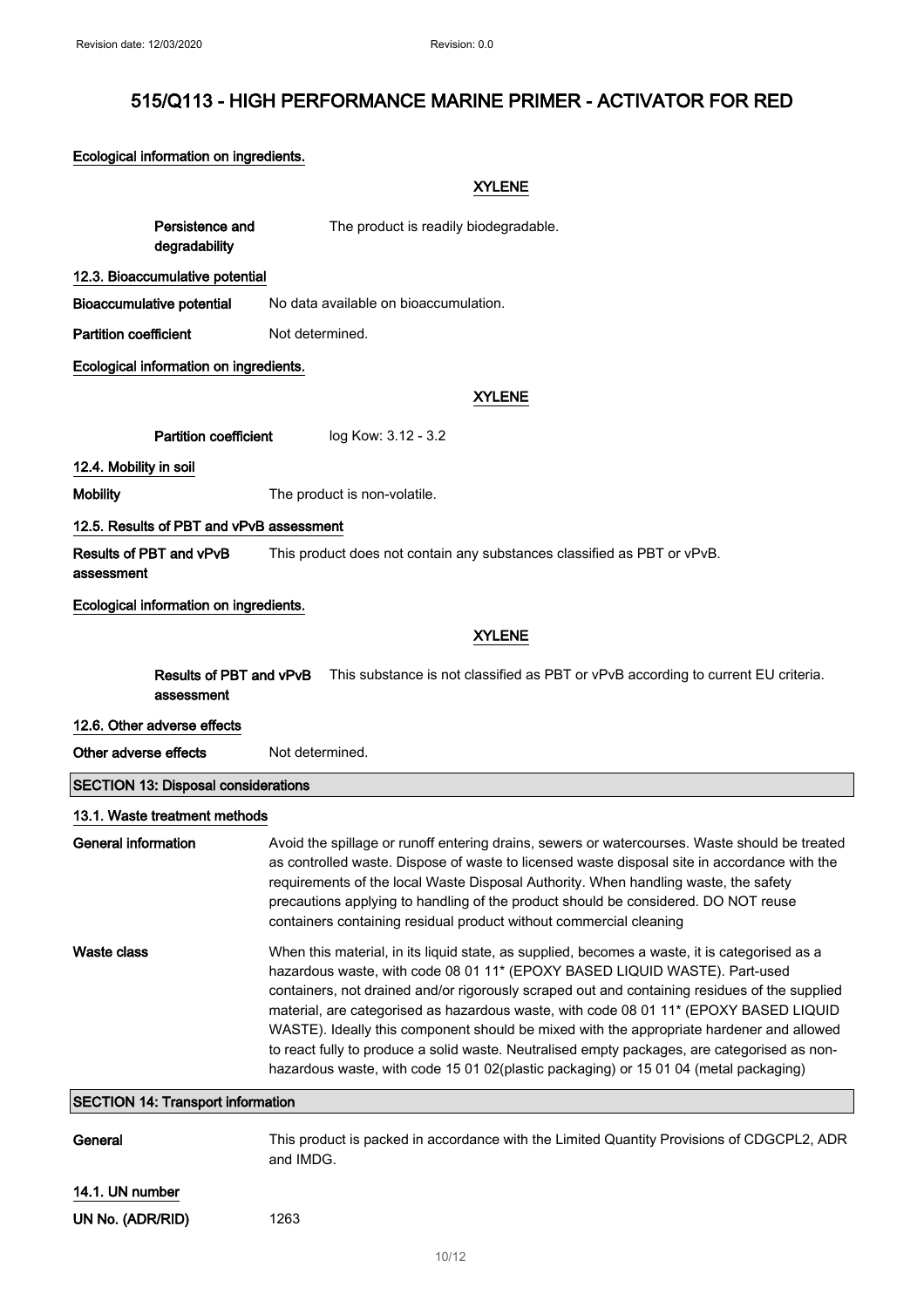## 515/Q113 - HIGH PERFORMANCE MARINE PRIMER - ACTIVATOR FOR RED

**Ecological information on ingredients.**

**XYLENE**

**Persistence and degradability**: The product is readily biodegradable.

**12.3. Bioaccumulative potential**

**Bioaccumulative potential**: No data available on bioaccumulation.

**Partition coefficient**: Not determined.

**Ecological information on ingredients.**

**XYLENE**

**Partition coefficient**: log Kow: 3.12 - 3.2

**12.4. Mobility in soil**

**Mobility**: The product is non-volatile.

**12.5. Results of PBT and vPvB assessment**

**Results of PBT and vPvB assessment**: This product does not contain any substances classified as PBT or vPvB.

**Ecological information on ingredients.**

**XYLENE**

**Results of PBT and vPvB assessment**: This substance is not classified as PBT or vPvB according to current EU criteria.

**12.6. Other adverse effects**

**Other adverse effects**: Not determined.

## SECTION 13: Disposal considerations

**13.1. Waste treatment methods**

**General information**: Avoid the spillage or runoff entering drains, sewers or watercourses. Waste should be treated as controlled waste. Dispose of waste to licensed waste disposal site in accordance with the requirements of the local Waste Disposal Authority. When handling waste, the safety precautions applying to handling of the product should be considered. DO NOT reuse containers containing residual product without commercial cleaning

**Waste class**: When this material, in its liquid state, as supplied, becomes a waste, it is categorised as a hazardous waste, with code 08 01 11* (EPOXY BASED LIQUID WASTE). Part-used containers, not drained and/or rigorously scraped out and containing residues of the supplied material, are categorised as hazardous waste, with code 08 01 11* (EPOXY BASED LIQUID WASTE). Ideally this component should be mixed with the appropriate hardener and allowed to react fully to produce a solid waste. Neutralised empty packages, are categorised as non-hazardous waste, with code 15 01 02(plastic packaging) or 15 01 04 (metal packaging)

## SECTION 14: Transport information

**General**: This product is packed in accordance with the Limited Quantity Provisions of CDGCPL2, ADR and IMDG.

**14.1. UN number**

**UN No. (ADR/RID)**: 1263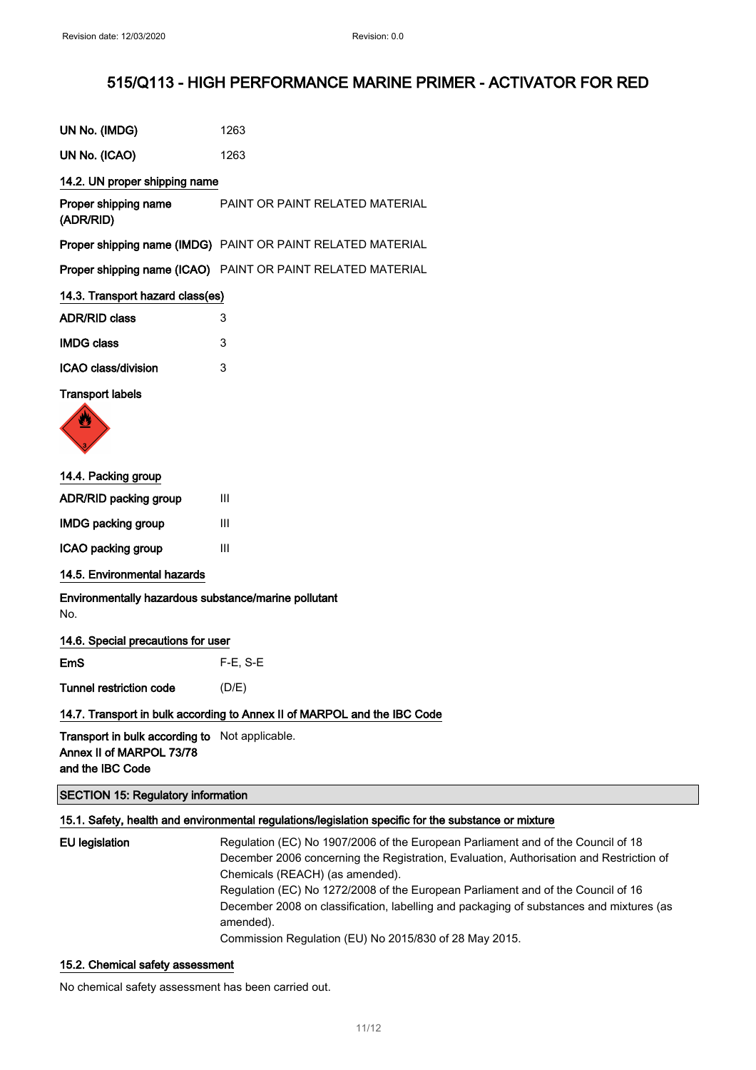# 515/Q113 - HIGH PERFORMANCE MARINE PRIMER - ACTIVATOR FOR RED

| | |
|---|---|
| **UN No. (IMDG)** | 1263 |
| **UN No. (ICAO)** | 1263 |

### 14.2. UN proper shipping name

| | |
|---|---|
| **Proper shipping name (ADR/RID)** | PAINT OR PAINT RELATED MATERIAL |
| **Proper shipping name (IMDG)** | PAINT OR PAINT RELATED MATERIAL |
| **Proper shipping name (ICAO)** | PAINT OR PAINT RELATED MATERIAL |

### 14.3. Transport hazard class(es)

| | |
|---|---|
| **ADR/RID class** | 3 |
| **IMDG class** | 3 |
| **ICAO class/division** | 3 |

**Transport labels**

### 14.4. Packing group

| | |
|---|---|
| **ADR/RID packing group** | III |
| **IMDG packing group** | III |
| **ICAO packing group** | III |

### 14.5. Environmental hazards

**Environmentally hazardous substance/marine pollutant**

No.

### 14.6. Special precautions for user

| | |
|---|---|
| **EmS** | F-E, S-E |
| **Tunnel restriction code** | (D/E) |

### 14.7. Transport in bulk according to Annex II of MARPOL and the IBC Code

| | |
|---|---|
| **Transport in bulk according to Annex II of MARPOL 73/78 and the IBC Code** | Not applicable. |

## SECTION 15: Regulatory information

### 15.1. Safety, health and environmental regulations/legislation specific for the substance or mixture

**EU legislation**

Regulation (EC) No 1907/2006 of the European Parliament and of the Council of 18 December 2006 concerning the Registration, Evaluation, Authorisation and Restriction of Chemicals (REACH) (as amended).

Regulation (EC) No 1272/2008 of the European Parliament and of the Council of 16 December 2008 on classification, labelling and packaging of substances and mixtures (as amended).

Commission Regulation (EU) No 2015/830 of 28 May 2015.

### 15.2. Chemical safety assessment

No chemical safety assessment has been carried out.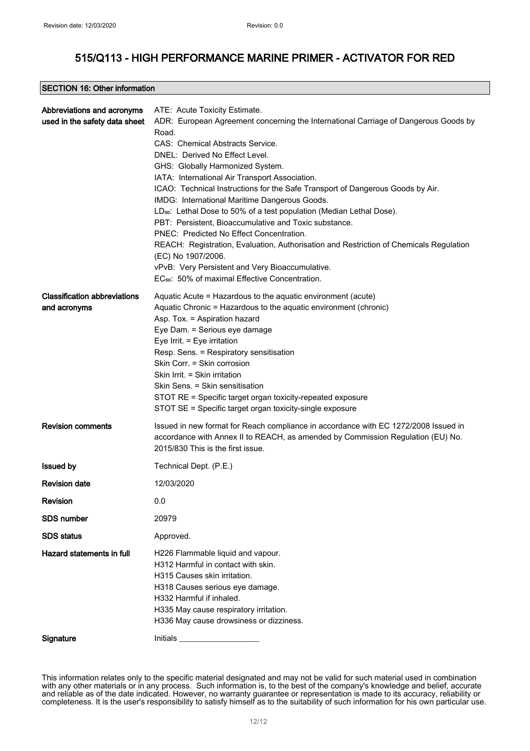# 515/Q113 - HIGH PERFORMANCE MARINE PRIMER - ACTIVATOR FOR RED

## SECTION 16: Other information

| | |
|---|---|
| **Abbreviations and acronyms used in the safety data sheet** | ATE: Acute Toxicity Estimate.<br>ADR: European Agreement concerning the International Carriage of Dangerous Goods by Road.<br>CAS: Chemical Abstracts Service.<br>DNEL: Derived No Effect Level.<br>GHS: Globally Harmonized System.<br>IATA: International Air Transport Association.<br>ICAO: Technical Instructions for the Safe Transport of Dangerous Goods by Air.<br>IMDG: International Maritime Dangerous Goods.<br>$LD_{50}$: Lethal Dose to 50% of a test population (Median Lethal Dose).<br>PBT: Persistent, Bioaccumulative and Toxic substance.<br>PNEC: Predicted No Effect Concentration.<br>REACH: Registration, Evaluation, Authorisation and Restriction of Chemicals Regulation (EC) No 1907/2006.<br>vPvB: Very Persistent and Very Bioaccumulative.<br>$EC_{50}$: 50% of maximal Effective Concentration. |
| **Classification abbreviations and acronyms** | Aquatic Acute = Hazardous to the aquatic environment (acute)<br>Aquatic Chronic = Hazardous to the aquatic environment (chronic)<br>Asp. Tox. = Aspiration hazard<br>Eye Dam. = Serious eye damage<br>Eye Irrit. = Eye irritation<br>Resp. Sens. = Respiratory sensitisation<br>Skin Corr. = Skin corrosion<br>Skin Irrit. = Skin irritation<br>Skin Sens. = Skin sensitisation<br>STOT RE = Specific target organ toxicity-repeated exposure<br>STOT SE = Specific target organ toxicity-single exposure |
| **Revision comments** | Issued in new format for Reach compliance in accordance with EC 1272/2008 Issued in accordance with Annex II to REACH, as amended by Commission Regulation (EU) No. 2015/830 This is the first issue. |
| **Issued by** | Technical Dept. (P.E.) |
| **Revision date** | 12/03/2020 |
| **Revision** | 0.0 |
| **SDS number** | 20979 |
| **SDS status** | Approved. |
| **Hazard statements in full** | H226 Flammable liquid and vapour.<br>H312 Harmful in contact with skin.<br>H315 Causes skin irritation.<br>H318 Causes serious eye damage.<br>H332 Harmful if inhaled.<br>H335 May cause respiratory irritation.<br>H336 May cause drowsiness or dizziness. |
| **Signature** | Initials ___________________ |

This information relates only to the specific material designated and may not be valid for such material used in combination with any other materials or in any process. Such information is, to the best of the company's knowledge and belief, accurate and reliable as of the date indicated. However, no warranty guarantee or representation is made to its accuracy, reliability or completeness. It is the user's responsibility to satisfy himself as to the suitability of such information for his own particular use.